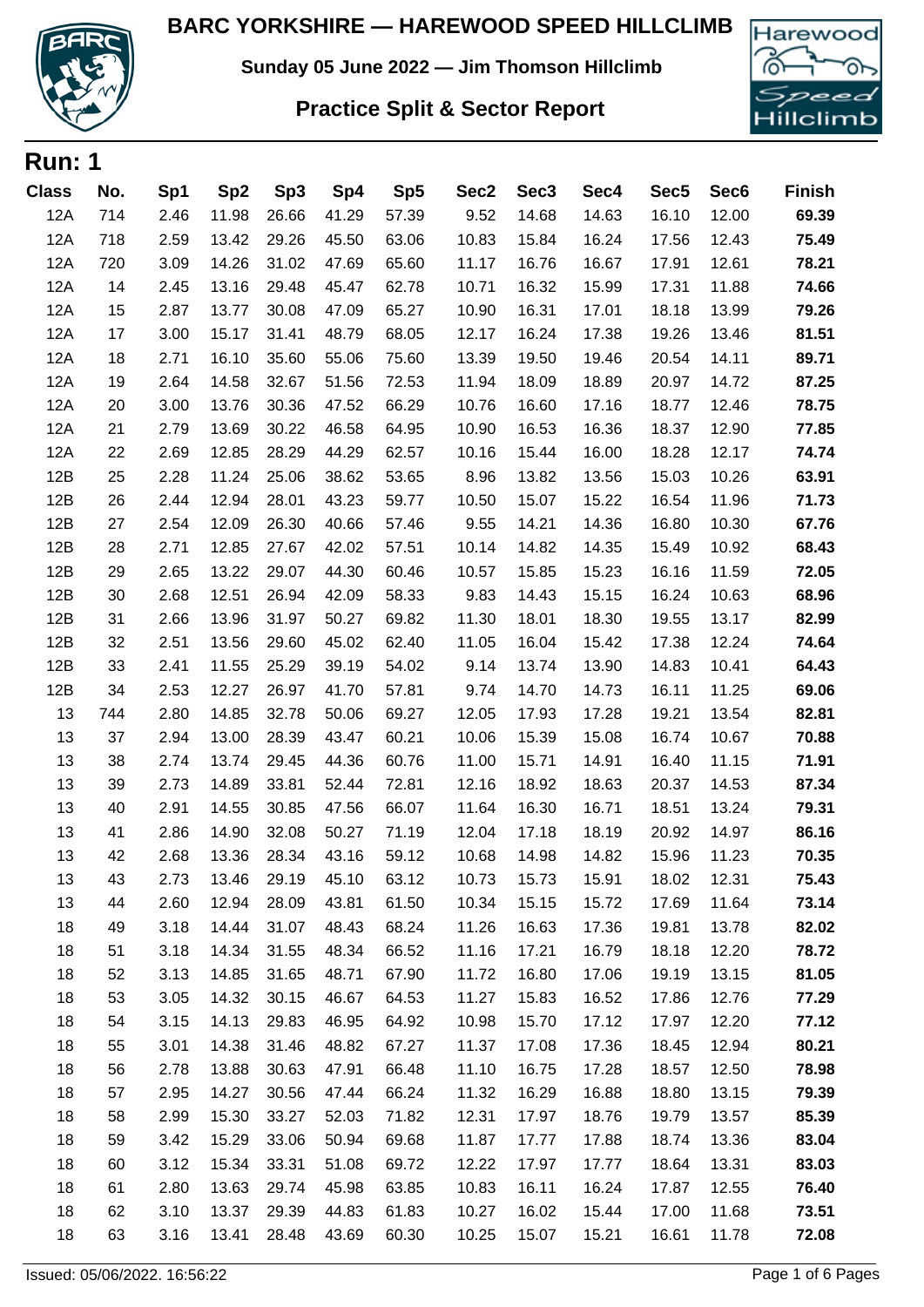# BARC YORKSHIRE — HAREWOOD SPEED HILLCLIMB

**Sunday 05 June 2022 — Jim Thomson Hillclimb**

## Practice Split & Sector Report

## Run: 1

| Class | No. | Sp1 | Sp2 | Sp3 | Sp4 | Sp5 | Sec2 | Sec3 | Sec4 | Sec5 | Sec6 | Finish |
|---|---|---|---|---|---|---|---|---|---|---|---|---|
| 12A | 714 | 2.46 | 11.98 | 26.66 | 41.29 | 57.39 | 9.52 | 14.68 | 14.63 | 16.10 | 12.00 | **69.39** |
| 12A | 718 | 2.59 | 13.42 | 29.26 | 45.50 | 63.06 | 10.83 | 15.84 | 16.24 | 17.56 | 12.43 | **75.49** |
| 12A | 720 | 3.09 | 14.26 | 31.02 | 47.69 | 65.60 | 11.17 | 16.76 | 16.67 | 17.91 | 12.61 | **78.21** |
| 12A | 14 | 2.45 | 13.16 | 29.48 | 45.47 | 62.78 | 10.71 | 16.32 | 15.99 | 17.31 | 11.88 | **74.66** |
| 12A | 15 | 2.87 | 13.77 | 30.08 | 47.09 | 65.27 | 10.90 | 16.31 | 17.01 | 18.18 | 13.99 | **79.26** |
| 12A | 17 | 3.00 | 15.17 | 31.41 | 48.79 | 68.05 | 12.17 | 16.24 | 17.38 | 19.26 | 13.46 | **81.51** |
| 12A | 18 | 2.71 | 16.10 | 35.60 | 55.06 | 75.60 | 13.39 | 19.50 | 19.46 | 20.54 | 14.11 | **89.71** |
| 12A | 19 | 2.64 | 14.58 | 32.67 | 51.56 | 72.53 | 11.94 | 18.09 | 18.89 | 20.97 | 14.72 | **87.25** |
| 12A | 20 | 3.00 | 13.76 | 30.36 | 47.52 | 66.29 | 10.76 | 16.60 | 17.16 | 18.77 | 12.46 | **78.75** |
| 12A | 21 | 2.79 | 13.69 | 30.22 | 46.58 | 64.95 | 10.90 | 16.53 | 16.36 | 18.37 | 12.90 | **77.85** |
| 12A | 22 | 2.69 | 12.85 | 28.29 | 44.29 | 62.57 | 10.16 | 15.44 | 16.00 | 18.28 | 12.17 | **74.74** |
| 12B | 25 | 2.28 | 11.24 | 25.06 | 38.62 | 53.65 | 8.96 | 13.82 | 13.56 | 15.03 | 10.26 | **63.91** |
| 12B | 26 | 2.44 | 12.94 | 28.01 | 43.23 | 59.77 | 10.50 | 15.07 | 15.22 | 16.54 | 11.96 | **71.73** |
| 12B | 27 | 2.54 | 12.09 | 26.30 | 40.66 | 57.46 | 9.55 | 14.21 | 14.36 | 16.80 | 10.30 | **67.76** |
| 12B | 28 | 2.71 | 12.85 | 27.67 | 42.02 | 57.51 | 10.14 | 14.82 | 14.35 | 15.49 | 10.92 | **68.43** |
| 12B | 29 | 2.65 | 13.22 | 29.07 | 44.30 | 60.46 | 10.57 | 15.85 | 15.23 | 16.16 | 11.59 | **72.05** |
| 12B | 30 | 2.68 | 12.51 | 26.94 | 42.09 | 58.33 | 9.83 | 14.43 | 15.15 | 16.24 | 10.63 | **68.96** |
| 12B | 31 | 2.66 | 13.96 | 31.97 | 50.27 | 69.82 | 11.30 | 18.01 | 18.30 | 19.55 | 13.17 | **82.99** |
| 12B | 32 | 2.51 | 13.56 | 29.60 | 45.02 | 62.40 | 11.05 | 16.04 | 15.42 | 17.38 | 12.24 | **74.64** |
| 12B | 33 | 2.41 | 11.55 | 25.29 | 39.19 | 54.02 | 9.14 | 13.74 | 13.90 | 14.83 | 10.41 | **64.43** |
| 12B | 34 | 2.53 | 12.27 | 26.97 | 41.70 | 57.81 | 9.74 | 14.70 | 14.73 | 16.11 | 11.25 | **69.06** |
| 13 | 744 | 2.80 | 14.85 | 32.78 | 50.06 | 69.27 | 12.05 | 17.93 | 17.28 | 19.21 | 13.54 | **82.81** |
| 13 | 37 | 2.94 | 13.00 | 28.39 | 43.47 | 60.21 | 10.06 | 15.39 | 15.08 | 16.74 | 10.67 | **70.88** |
| 13 | 38 | 2.74 | 13.74 | 29.45 | 44.36 | 60.76 | 11.00 | 15.71 | 14.91 | 16.40 | 11.15 | **71.91** |
| 13 | 39 | 2.73 | 14.89 | 33.81 | 52.44 | 72.81 | 12.16 | 18.92 | 18.63 | 20.37 | 14.53 | **87.34** |
| 13 | 40 | 2.91 | 14.55 | 30.85 | 47.56 | 66.07 | 11.64 | 16.30 | 16.71 | 18.51 | 13.24 | **79.31** |
| 13 | 41 | 2.86 | 14.90 | 32.08 | 50.27 | 71.19 | 12.04 | 17.18 | 18.19 | 20.92 | 14.97 | **86.16** |
| 13 | 42 | 2.68 | 13.36 | 28.34 | 43.16 | 59.12 | 10.68 | 14.98 | 14.82 | 15.96 | 11.23 | **70.35** |
| 13 | 43 | 2.73 | 13.46 | 29.19 | 45.10 | 63.12 | 10.73 | 15.73 | 15.91 | 18.02 | 12.31 | **75.43** |
| 13 | 44 | 2.60 | 12.94 | 28.09 | 43.81 | 61.50 | 10.34 | 15.15 | 15.72 | 17.69 | 11.64 | **73.14** |
| 18 | 49 | 3.18 | 14.44 | 31.07 | 48.43 | 68.24 | 11.26 | 16.63 | 17.36 | 19.81 | 13.78 | **82.02** |
| 18 | 51 | 3.18 | 14.34 | 31.55 | 48.34 | 66.52 | 11.16 | 17.21 | 16.79 | 18.18 | 12.20 | **78.72** |
| 18 | 52 | 3.13 | 14.85 | 31.65 | 48.71 | 67.90 | 11.72 | 16.80 | 17.06 | 19.19 | 13.15 | **81.05** |
| 18 | 53 | 3.05 | 14.32 | 30.15 | 46.67 | 64.53 | 11.27 | 15.83 | 16.52 | 17.86 | 12.76 | **77.29** |
| 18 | 54 | 3.15 | 14.13 | 29.83 | 46.95 | 64.92 | 10.98 | 15.70 | 17.12 | 17.97 | 12.20 | **77.12** |
| 18 | 55 | 3.01 | 14.38 | 31.46 | 48.82 | 67.27 | 11.37 | 17.08 | 17.36 | 18.45 | 12.94 | **80.21** |
| 18 | 56 | 2.78 | 13.88 | 30.63 | 47.91 | 66.48 | 11.10 | 16.75 | 17.28 | 18.57 | 12.50 | **78.98** |
| 18 | 57 | 2.95 | 14.27 | 30.56 | 47.44 | 66.24 | 11.32 | 16.29 | 16.88 | 18.80 | 13.15 | **79.39** |
| 18 | 58 | 2.99 | 15.30 | 33.27 | 52.03 | 71.82 | 12.31 | 17.97 | 18.76 | 19.79 | 13.57 | **85.39** |
| 18 | 59 | 3.42 | 15.29 | 33.06 | 50.94 | 69.68 | 11.87 | 17.77 | 17.88 | 18.74 | 13.36 | **83.04** |
| 18 | 60 | 3.12 | 15.34 | 33.31 | 51.08 | 69.72 | 12.22 | 17.97 | 17.77 | 18.64 | 13.31 | **83.03** |
| 18 | 61 | 2.80 | 13.63 | 29.74 | 45.98 | 63.85 | 10.83 | 16.11 | 16.24 | 17.87 | 12.55 | **76.40** |
| 18 | 62 | 3.10 | 13.37 | 29.39 | 44.83 | 61.83 | 10.27 | 16.02 | 15.44 | 17.00 | 11.68 | **73.51** |
| 18 | 63 | 3.16 | 13.41 | 28.48 | 43.69 | 60.30 | 10.25 | 15.07 | 15.21 | 16.61 | 11.78 | **72.08** |

Issued: 05/06/2022. 16:56:22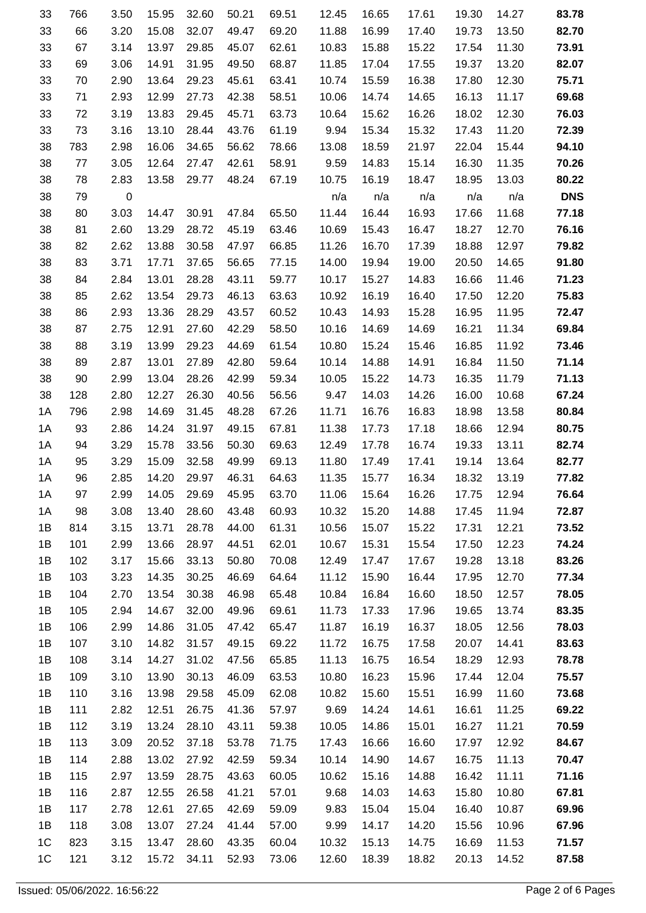| | | | | | | | | | | | | |
|---|---|---|---|---|---|---|---|---|---|---|---|---|
| 33 | 766 | 3.50 | 15.95 | 32.60 | 50.21 | 69.51 | 12.45 | 16.65 | 17.61 | 19.30 | 14.27 | **83.78** |
| 33 | 66 | 3.20 | 15.08 | 32.07 | 49.47 | 69.20 | 11.88 | 16.99 | 17.40 | 19.73 | 13.50 | **82.70** |
| 33 | 67 | 3.14 | 13.97 | 29.85 | 45.07 | 62.61 | 10.83 | 15.88 | 15.22 | 17.54 | 11.30 | **73.91** |
| 33 | 69 | 3.06 | 14.91 | 31.95 | 49.50 | 68.87 | 11.85 | 17.04 | 17.55 | 19.37 | 13.20 | **82.07** |
| 33 | 70 | 2.90 | 13.64 | 29.23 | 45.61 | 63.41 | 10.74 | 15.59 | 16.38 | 17.80 | 12.30 | **75.71** |
| 33 | 71 | 2.93 | 12.99 | 27.73 | 42.38 | 58.51 | 10.06 | 14.74 | 14.65 | 16.13 | 11.17 | **69.68** |
| 33 | 72 | 3.19 | 13.83 | 29.45 | 45.71 | 63.73 | 10.64 | 15.62 | 16.26 | 18.02 | 12.30 | **76.03** |
| 33 | 73 | 3.16 | 13.10 | 28.44 | 43.76 | 61.19 | 9.94 | 15.34 | 15.32 | 17.43 | 11.20 | **72.39** |
| 38 | 783 | 2.98 | 16.06 | 34.65 | 56.62 | 78.66 | 13.08 | 18.59 | 21.97 | 22.04 | 15.44 | **94.10** |
| 38 | 77 | 3.05 | 12.64 | 27.47 | 42.61 | 58.91 | 9.59 | 14.83 | 15.14 | 16.30 | 11.35 | **70.26** |
| 38 | 78 | 2.83 | 13.58 | 29.77 | 48.24 | 67.19 | 10.75 | 16.19 | 18.47 | 18.95 | 13.03 | **80.22** |
| 38 | 79 | 0 | | | | | n/a | n/a | n/a | n/a | n/a | **DNS** |
| 38 | 80 | 3.03 | 14.47 | 30.91 | 47.84 | 65.50 | 11.44 | 16.44 | 16.93 | 17.66 | 11.68 | **77.18** |
| 38 | 81 | 2.60 | 13.29 | 28.72 | 45.19 | 63.46 | 10.69 | 15.43 | 16.47 | 18.27 | 12.70 | **76.16** |
| 38 | 82 | 2.62 | 13.88 | 30.58 | 47.97 | 66.85 | 11.26 | 16.70 | 17.39 | 18.88 | 12.97 | **79.82** |
| 38 | 83 | 3.71 | 17.71 | 37.65 | 56.65 | 77.15 | 14.00 | 19.94 | 19.00 | 20.50 | 14.65 | **91.80** |
| 38 | 84 | 2.84 | 13.01 | 28.28 | 43.11 | 59.77 | 10.17 | 15.27 | 14.83 | 16.66 | 11.46 | **71.23** |
| 38 | 85 | 2.62 | 13.54 | 29.73 | 46.13 | 63.63 | 10.92 | 16.19 | 16.40 | 17.50 | 12.20 | **75.83** |
| 38 | 86 | 2.93 | 13.36 | 28.29 | 43.57 | 60.52 | 10.43 | 14.93 | 15.28 | 16.95 | 11.95 | **72.47** |
| 38 | 87 | 2.75 | 12.91 | 27.60 | 42.29 | 58.50 | 10.16 | 14.69 | 14.69 | 16.21 | 11.34 | **69.84** |
| 38 | 88 | 3.19 | 13.99 | 29.23 | 44.69 | 61.54 | 10.80 | 15.24 | 15.46 | 16.85 | 11.92 | **73.46** |
| 38 | 89 | 2.87 | 13.01 | 27.89 | 42.80 | 59.64 | 10.14 | 14.88 | 14.91 | 16.84 | 11.50 | **71.14** |
| 38 | 90 | 2.99 | 13.04 | 28.26 | 42.99 | 59.34 | 10.05 | 15.22 | 14.73 | 16.35 | 11.79 | **71.13** |
| 38 | 128 | 2.80 | 12.27 | 26.30 | 40.56 | 56.56 | 9.47 | 14.03 | 14.26 | 16.00 | 10.68 | **67.24** |
| 1A | 796 | 2.98 | 14.69 | 31.45 | 48.28 | 67.26 | 11.71 | 16.76 | 16.83 | 18.98 | 13.58 | **80.84** |
| 1A | 93 | 2.86 | 14.24 | 31.97 | 49.15 | 67.81 | 11.38 | 17.73 | 17.18 | 18.66 | 12.94 | **80.75** |
| 1A | 94 | 3.29 | 15.78 | 33.56 | 50.30 | 69.63 | 12.49 | 17.78 | 16.74 | 19.33 | 13.11 | **82.74** |
| 1A | 95 | 3.29 | 15.09 | 32.58 | 49.99 | 69.13 | 11.80 | 17.49 | 17.41 | 19.14 | 13.64 | **82.77** |
| 1A | 96 | 2.85 | 14.20 | 29.97 | 46.31 | 64.63 | 11.35 | 15.77 | 16.34 | 18.32 | 13.19 | **77.82** |
| 1A | 97 | 2.99 | 14.05 | 29.69 | 45.95 | 63.70 | 11.06 | 15.64 | 16.26 | 17.75 | 12.94 | **76.64** |
| 1A | 98 | 3.08 | 13.40 | 28.60 | 43.48 | 60.93 | 10.32 | 15.20 | 14.88 | 17.45 | 11.94 | **72.87** |
| 1B | 814 | 3.15 | 13.71 | 28.78 | 44.00 | 61.31 | 10.56 | 15.07 | 15.22 | 17.31 | 12.21 | **73.52** |
| 1B | 101 | 2.99 | 13.66 | 28.97 | 44.51 | 62.01 | 10.67 | 15.31 | 15.54 | 17.50 | 12.23 | **74.24** |
| 1B | 102 | 3.17 | 15.66 | 33.13 | 50.80 | 70.08 | 12.49 | 17.47 | 17.67 | 19.28 | 13.18 | **83.26** |
| 1B | 103 | 3.23 | 14.35 | 30.25 | 46.69 | 64.64 | 11.12 | 15.90 | 16.44 | 17.95 | 12.70 | **77.34** |
| 1B | 104 | 2.70 | 13.54 | 30.38 | 46.98 | 65.48 | 10.84 | 16.84 | 16.60 | 18.50 | 12.57 | **78.05** |
| 1B | 105 | 2.94 | 14.67 | 32.00 | 49.96 | 69.61 | 11.73 | 17.33 | 17.96 | 19.65 | 13.74 | **83.35** |
| 1B | 106 | 2.99 | 14.86 | 31.05 | 47.42 | 65.47 | 11.87 | 16.19 | 16.37 | 18.05 | 12.56 | **78.03** |
| 1B | 107 | 3.10 | 14.82 | 31.57 | 49.15 | 69.22 | 11.72 | 16.75 | 17.58 | 20.07 | 14.41 | **83.63** |
| 1B | 108 | 3.14 | 14.27 | 31.02 | 47.56 | 65.85 | 11.13 | 16.75 | 16.54 | 18.29 | 12.93 | **78.78** |
| 1B | 109 | 3.10 | 13.90 | 30.13 | 46.09 | 63.53 | 10.80 | 16.23 | 15.96 | 17.44 | 12.04 | **75.57** |
| 1B | 110 | 3.16 | 13.98 | 29.58 | 45.09 | 62.08 | 10.82 | 15.60 | 15.51 | 16.99 | 11.60 | **73.68** |
| 1B | 111 | 2.82 | 12.51 | 26.75 | 41.36 | 57.97 | 9.69 | 14.24 | 14.61 | 16.61 | 11.25 | **69.22** |
| 1B | 112 | 3.19 | 13.24 | 28.10 | 43.11 | 59.38 | 10.05 | 14.86 | 15.01 | 16.27 | 11.21 | **70.59** |
| 1B | 113 | 3.09 | 20.52 | 37.18 | 53.78 | 71.75 | 17.43 | 16.66 | 16.60 | 17.97 | 12.92 | **84.67** |
| 1B | 114 | 2.88 | 13.02 | 27.92 | 42.59 | 59.34 | 10.14 | 14.90 | 14.67 | 16.75 | 11.13 | **70.47** |
| 1B | 115 | 2.97 | 13.59 | 28.75 | 43.63 | 60.05 | 10.62 | 15.16 | 14.88 | 16.42 | 11.11 | **71.16** |
| 1B | 116 | 2.87 | 12.55 | 26.58 | 41.21 | 57.01 | 9.68 | 14.03 | 14.63 | 15.80 | 10.80 | **67.81** |
| 1B | 117 | 2.78 | 12.61 | 27.65 | 42.69 | 59.09 | 9.83 | 15.04 | 15.04 | 16.40 | 10.87 | **69.96** |
| 1B | 118 | 3.08 | 13.07 | 27.24 | 41.44 | 57.00 | 9.99 | 14.17 | 14.20 | 15.56 | 10.96 | **67.96** |
| 1C | 823 | 3.15 | 13.47 | 28.60 | 43.35 | 60.04 | 10.32 | 15.13 | 14.75 | 16.69 | 11.53 | **71.57** |
| 1C | 121 | 3.12 | 15.72 | 34.11 | 52.93 | 73.06 | 12.60 | 18.39 | 18.82 | 20.13 | 14.52 | **87.58** |

Issued: 05/06/2022. 16:56:22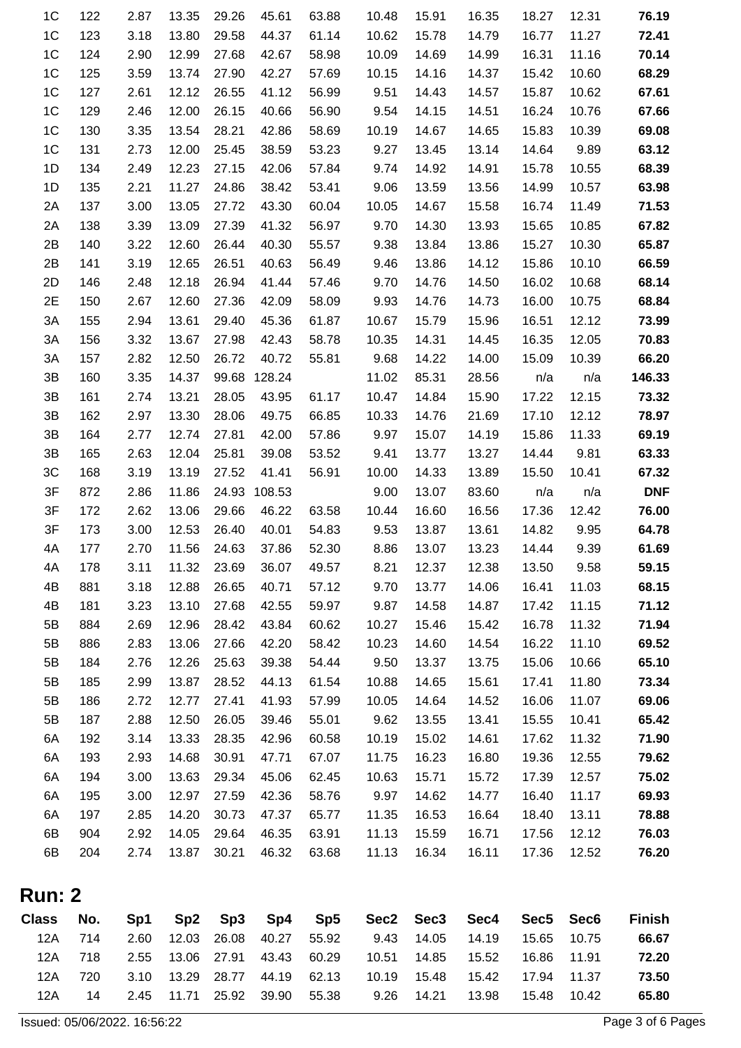| | | | | | | | | | | | | |
|---|---|---|---|---|---|---|---|---|---|---|---|---|
| 1C | 122 | 2.87 | 13.35 | 29.26 | 45.61 | 63.88 | 10.48 | 15.91 | 16.35 | 18.27 | 12.31 | **76.19** |
| 1C | 123 | 3.18 | 13.80 | 29.58 | 44.37 | 61.14 | 10.62 | 15.78 | 14.79 | 16.77 | 11.27 | **72.41** |
| 1C | 124 | 2.90 | 12.99 | 27.68 | 42.67 | 58.98 | 10.09 | 14.69 | 14.99 | 16.31 | 11.16 | **70.14** |
| 1C | 125 | 3.59 | 13.74 | 27.90 | 42.27 | 57.69 | 10.15 | 14.16 | 14.37 | 15.42 | 10.60 | **68.29** |
| 1C | 127 | 2.61 | 12.12 | 26.55 | 41.12 | 56.99 | 9.51 | 14.43 | 14.57 | 15.87 | 10.62 | **67.61** |
| 1C | 129 | 2.46 | 12.00 | 26.15 | 40.66 | 56.90 | 9.54 | 14.15 | 14.51 | 16.24 | 10.76 | **67.66** |
| 1C | 130 | 3.35 | 13.54 | 28.21 | 42.86 | 58.69 | 10.19 | 14.67 | 14.65 | 15.83 | 10.39 | **69.08** |
| 1C | 131 | 2.73 | 12.00 | 25.45 | 38.59 | 53.23 | 9.27 | 13.45 | 13.14 | 14.64 | 9.89 | **63.12** |
| 1D | 134 | 2.49 | 12.23 | 27.15 | 42.06 | 57.84 | 9.74 | 14.92 | 14.91 | 15.78 | 10.55 | **68.39** |
| 1D | 135 | 2.21 | 11.27 | 24.86 | 38.42 | 53.41 | 9.06 | 13.59 | 13.56 | 14.99 | 10.57 | **63.98** |
| 2A | 137 | 3.00 | 13.05 | 27.72 | 43.30 | 60.04 | 10.05 | 14.67 | 15.58 | 16.74 | 11.49 | **71.53** |
| 2A | 138 | 3.39 | 13.09 | 27.39 | 41.32 | 56.97 | 9.70 | 14.30 | 13.93 | 15.65 | 10.85 | **67.82** |
| 2B | 140 | 3.22 | 12.60 | 26.44 | 40.30 | 55.57 | 9.38 | 13.84 | 13.86 | 15.27 | 10.30 | **65.87** |
| 2B | 141 | 3.19 | 12.65 | 26.51 | 40.63 | 56.49 | 9.46 | 13.86 | 14.12 | 15.86 | 10.10 | **66.59** |
| 2D | 146 | 2.48 | 12.18 | 26.94 | 41.44 | 57.46 | 9.70 | 14.76 | 14.50 | 16.02 | 10.68 | **68.14** |
| 2E | 150 | 2.67 | 12.60 | 27.36 | 42.09 | 58.09 | 9.93 | 14.76 | 14.73 | 16.00 | 10.75 | **68.84** |
| 3A | 155 | 2.94 | 13.61 | 29.40 | 45.36 | 61.87 | 10.67 | 15.79 | 15.96 | 16.51 | 12.12 | **73.99** |
| 3A | 156 | 3.32 | 13.67 | 27.98 | 42.43 | 58.78 | 10.35 | 14.31 | 14.45 | 16.35 | 12.05 | **70.83** |
| 3A | 157 | 2.82 | 12.50 | 26.72 | 40.72 | 55.81 | 9.68 | 14.22 | 14.00 | 15.09 | 10.39 | **66.20** |
| 3B | 160 | 3.35 | 14.37 | 99.68 | 128.24 | | 11.02 | 85.31 | 28.56 | n/a | n/a | **146.33** |
| 3B | 161 | 2.74 | 13.21 | 28.05 | 43.95 | 61.17 | 10.47 | 14.84 | 15.90 | 17.22 | 12.15 | **73.32** |
| 3B | 162 | 2.97 | 13.30 | 28.06 | 49.75 | 66.85 | 10.33 | 14.76 | 21.69 | 17.10 | 12.12 | **78.97** |
| 3B | 164 | 2.77 | 12.74 | 27.81 | 42.00 | 57.86 | 9.97 | 15.07 | 14.19 | 15.86 | 11.33 | **69.19** |
| 3B | 165 | 2.63 | 12.04 | 25.81 | 39.08 | 53.52 | 9.41 | 13.77 | 13.27 | 14.44 | 9.81 | **63.33** |
| 3C | 168 | 3.19 | 13.19 | 27.52 | 41.41 | 56.91 | 10.00 | 14.33 | 13.89 | 15.50 | 10.41 | **67.32** |
| 3F | 872 | 2.86 | 11.86 | 24.93 | 108.53 | | 9.00 | 13.07 | 83.60 | n/a | n/a | **DNF** |
| 3F | 172 | 2.62 | 13.06 | 29.66 | 46.22 | 63.58 | 10.44 | 16.60 | 16.56 | 17.36 | 12.42 | **76.00** |
| 3F | 173 | 3.00 | 12.53 | 26.40 | 40.01 | 54.83 | 9.53 | 13.87 | 13.61 | 14.82 | 9.95 | **64.78** |
| 4A | 177 | 2.70 | 11.56 | 24.63 | 37.86 | 52.30 | 8.86 | 13.07 | 13.23 | 14.44 | 9.39 | **61.69** |
| 4A | 178 | 3.11 | 11.32 | 23.69 | 36.07 | 49.57 | 8.21 | 12.37 | 12.38 | 13.50 | 9.58 | **59.15** |
| 4B | 881 | 3.18 | 12.88 | 26.65 | 40.71 | 57.12 | 9.70 | 13.77 | 14.06 | 16.41 | 11.03 | **68.15** |
| 4B | 181 | 3.23 | 13.10 | 27.68 | 42.55 | 59.97 | 9.87 | 14.58 | 14.87 | 17.42 | 11.15 | **71.12** |
| 5B | 884 | 2.69 | 12.96 | 28.42 | 43.84 | 60.62 | 10.27 | 15.46 | 15.42 | 16.78 | 11.32 | **71.94** |
| 5B | 886 | 2.83 | 13.06 | 27.66 | 42.20 | 58.42 | 10.23 | 14.60 | 14.54 | 16.22 | 11.10 | **69.52** |
| 5B | 184 | 2.76 | 12.26 | 25.63 | 39.38 | 54.44 | 9.50 | 13.37 | 13.75 | 15.06 | 10.66 | **65.10** |
| 5B | 185 | 2.99 | 13.87 | 28.52 | 44.13 | 61.54 | 10.88 | 14.65 | 15.61 | 17.41 | 11.80 | **73.34** |
| 5B | 186 | 2.72 | 12.77 | 27.41 | 41.93 | 57.99 | 10.05 | 14.64 | 14.52 | 16.06 | 11.07 | **69.06** |
| 5B | 187 | 2.88 | 12.50 | 26.05 | 39.46 | 55.01 | 9.62 | 13.55 | 13.41 | 15.55 | 10.41 | **65.42** |
| 6A | 192 | 3.14 | 13.33 | 28.35 | 42.96 | 60.58 | 10.19 | 15.02 | 14.61 | 17.62 | 11.32 | **71.90** |
| 6A | 193 | 2.93 | 14.68 | 30.91 | 47.71 | 67.07 | 11.75 | 16.23 | 16.80 | 19.36 | 12.55 | **79.62** |
| 6A | 194 | 3.00 | 13.63 | 29.34 | 45.06 | 62.45 | 10.63 | 15.71 | 15.72 | 17.39 | 12.57 | **75.02** |
| 6A | 195 | 3.00 | 12.97 | 27.59 | 42.36 | 58.76 | 9.97 | 14.62 | 14.77 | 16.40 | 11.17 | **69.93** |
| 6A | 197 | 2.85 | 14.20 | 30.73 | 47.37 | 65.77 | 11.35 | 16.53 | 16.64 | 18.40 | 13.11 | **78.88** |
| 6B | 904 | 2.92 | 14.05 | 29.64 | 46.35 | 63.91 | 11.13 | 15.59 | 16.71 | 17.56 | 12.12 | **76.03** |
| 6B | 204 | 2.74 | 13.87 | 30.21 | 46.32 | 63.68 | 11.13 | 16.34 | 16.11 | 17.36 | 12.52 | **76.20** |

## Run: 2

| Class | No. | Sp1 | Sp2 | Sp3 | Sp4 | Sp5 | Sec2 | Sec3 | Sec4 | Sec5 | Sec6 | Finish |
|---|---|---|---|---|---|---|---|---|---|---|---|---|
| 12A | 714 | 2.60 | 12.03 | 26.08 | 40.27 | 55.92 | 9.43 | 14.05 | 14.19 | 15.65 | 10.75 | **66.67** |
| 12A | 718 | 2.55 | 13.06 | 27.91 | 43.43 | 60.29 | 10.51 | 14.85 | 15.52 | 16.86 | 11.91 | **72.20** |
| 12A | 720 | 3.10 | 13.29 | 28.77 | 44.19 | 62.13 | 10.19 | 15.48 | 15.42 | 17.94 | 11.37 | **73.50** |
| 12A | 14 | 2.45 | 11.71 | 25.92 | 39.90 | 55.38 | 9.26 | 14.21 | 13.98 | 15.48 | 10.42 | **65.80** |

Issued: 05/06/2022. 16:56:22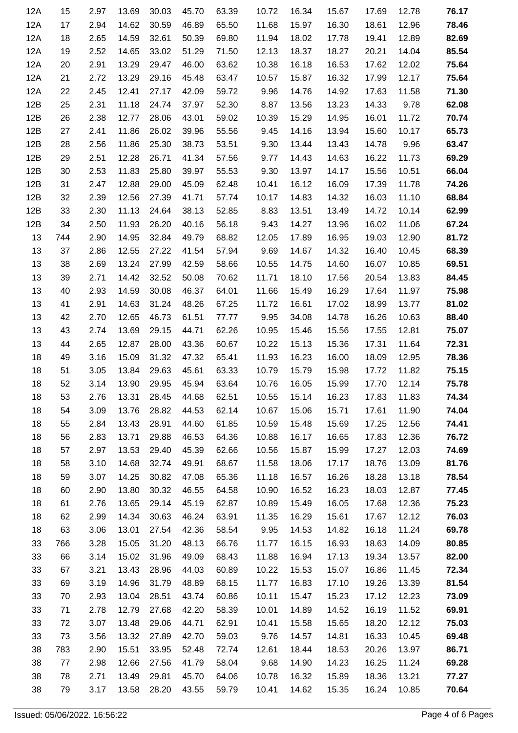| | | | | | | | | | | | | |
|---|---|---|---|---|---|---|---|---|---|---|---|---|
| 12A | 15 | 2.97 | 13.69 | 30.03 | 45.70 | 63.39 | 10.72 | 16.34 | 15.67 | 17.69 | 12.78 | **76.17** |
| 12A | 17 | 2.94 | 14.62 | 30.59 | 46.89 | 65.50 | 11.68 | 15.97 | 16.30 | 18.61 | 12.96 | **78.46** |
| 12A | 18 | 2.65 | 14.59 | 32.61 | 50.39 | 69.80 | 11.94 | 18.02 | 17.78 | 19.41 | 12.89 | **82.69** |
| 12A | 19 | 2.52 | 14.65 | 33.02 | 51.29 | 71.50 | 12.13 | 18.37 | 18.27 | 20.21 | 14.04 | **85.54** |
| 12A | 20 | 2.91 | 13.29 | 29.47 | 46.00 | 63.62 | 10.38 | 16.18 | 16.53 | 17.62 | 12.02 | **75.64** |
| 12A | 21 | 2.72 | 13.29 | 29.16 | 45.48 | 63.47 | 10.57 | 15.87 | 16.32 | 17.99 | 12.17 | **75.64** |
| 12A | 22 | 2.45 | 12.41 | 27.17 | 42.09 | 59.72 | 9.96 | 14.76 | 14.92 | 17.63 | 11.58 | **71.30** |
| 12B | 25 | 2.31 | 11.18 | 24.74 | 37.97 | 52.30 | 8.87 | 13.56 | 13.23 | 14.33 | 9.78 | **62.08** |
| 12B | 26 | 2.38 | 12.77 | 28.06 | 43.01 | 59.02 | 10.39 | 15.29 | 14.95 | 16.01 | 11.72 | **70.74** |
| 12B | 27 | 2.41 | 11.86 | 26.02 | 39.96 | 55.56 | 9.45 | 14.16 | 13.94 | 15.60 | 10.17 | **65.73** |
| 12B | 28 | 2.56 | 11.86 | 25.30 | 38.73 | 53.51 | 9.30 | 13.44 | 13.43 | 14.78 | 9.96 | **63.47** |
| 12B | 29 | 2.51 | 12.28 | 26.71 | 41.34 | 57.56 | 9.77 | 14.43 | 14.63 | 16.22 | 11.73 | **69.29** |
| 12B | 30 | 2.53 | 11.83 | 25.80 | 39.97 | 55.53 | 9.30 | 13.97 | 14.17 | 15.56 | 10.51 | **66.04** |
| 12B | 31 | 2.47 | 12.88 | 29.00 | 45.09 | 62.48 | 10.41 | 16.12 | 16.09 | 17.39 | 11.78 | **74.26** |
| 12B | 32 | 2.39 | 12.56 | 27.39 | 41.71 | 57.74 | 10.17 | 14.83 | 14.32 | 16.03 | 11.10 | **68.84** |
| 12B | 33 | 2.30 | 11.13 | 24.64 | 38.13 | 52.85 | 8.83 | 13.51 | 13.49 | 14.72 | 10.14 | **62.99** |
| 12B | 34 | 2.50 | 11.93 | 26.20 | 40.16 | 56.18 | 9.43 | 14.27 | 13.96 | 16.02 | 11.06 | **67.24** |
| 13 | 744 | 2.90 | 14.95 | 32.84 | 49.79 | 68.82 | 12.05 | 17.89 | 16.95 | 19.03 | 12.90 | **81.72** |
| 13 | 37 | 2.86 | 12.55 | 27.22 | 41.54 | 57.94 | 9.69 | 14.67 | 14.32 | 16.40 | 10.45 | **68.39** |
| 13 | 38 | 2.69 | 13.24 | 27.99 | 42.59 | 58.66 | 10.55 | 14.75 | 14.60 | 16.07 | 10.85 | **69.51** |
| 13 | 39 | 2.71 | 14.42 | 32.52 | 50.08 | 70.62 | 11.71 | 18.10 | 17.56 | 20.54 | 13.83 | **84.45** |
| 13 | 40 | 2.93 | 14.59 | 30.08 | 46.37 | 64.01 | 11.66 | 15.49 | 16.29 | 17.64 | 11.97 | **75.98** |
| 13 | 41 | 2.91 | 14.63 | 31.24 | 48.26 | 67.25 | 11.72 | 16.61 | 17.02 | 18.99 | 13.77 | **81.02** |
| 13 | 42 | 2.70 | 12.65 | 46.73 | 61.51 | 77.77 | 9.95 | 34.08 | 14.78 | 16.26 | 10.63 | **88.40** |
| 13 | 43 | 2.74 | 13.69 | 29.15 | 44.71 | 62.26 | 10.95 | 15.46 | 15.56 | 17.55 | 12.81 | **75.07** |
| 13 | 44 | 2.65 | 12.87 | 28.00 | 43.36 | 60.67 | 10.22 | 15.13 | 15.36 | 17.31 | 11.64 | **72.31** |
| 18 | 49 | 3.16 | 15.09 | 31.32 | 47.32 | 65.41 | 11.93 | 16.23 | 16.00 | 18.09 | 12.95 | **78.36** |
| 18 | 51 | 3.05 | 13.84 | 29.63 | 45.61 | 63.33 | 10.79 | 15.79 | 15.98 | 17.72 | 11.82 | **75.15** |
| 18 | 52 | 3.14 | 13.90 | 29.95 | 45.94 | 63.64 | 10.76 | 16.05 | 15.99 | 17.70 | 12.14 | **75.78** |
| 18 | 53 | 2.76 | 13.31 | 28.45 | 44.68 | 62.51 | 10.55 | 15.14 | 16.23 | 17.83 | 11.83 | **74.34** |
| 18 | 54 | 3.09 | 13.76 | 28.82 | 44.53 | 62.14 | 10.67 | 15.06 | 15.71 | 17.61 | 11.90 | **74.04** |
| 18 | 55 | 2.84 | 13.43 | 28.91 | 44.60 | 61.85 | 10.59 | 15.48 | 15.69 | 17.25 | 12.56 | **74.41** |
| 18 | 56 | 2.83 | 13.71 | 29.88 | 46.53 | 64.36 | 10.88 | 16.17 | 16.65 | 17.83 | 12.36 | **76.72** |
| 18 | 57 | 2.97 | 13.53 | 29.40 | 45.39 | 62.66 | 10.56 | 15.87 | 15.99 | 17.27 | 12.03 | **74.69** |
| 18 | 58 | 3.10 | 14.68 | 32.74 | 49.91 | 68.67 | 11.58 | 18.06 | 17.17 | 18.76 | 13.09 | **81.76** |
| 18 | 59 | 3.07 | 14.25 | 30.82 | 47.08 | 65.36 | 11.18 | 16.57 | 16.26 | 18.28 | 13.18 | **78.54** |
| 18 | 60 | 2.90 | 13.80 | 30.32 | 46.55 | 64.58 | 10.90 | 16.52 | 16.23 | 18.03 | 12.87 | **77.45** |
| 18 | 61 | 2.76 | 13.65 | 29.14 | 45.19 | 62.87 | 10.89 | 15.49 | 16.05 | 17.68 | 12.36 | **75.23** |
| 18 | 62 | 2.99 | 14.34 | 30.63 | 46.24 | 63.91 | 11.35 | 16.29 | 15.61 | 17.67 | 12.12 | **76.03** |
| 18 | 63 | 3.06 | 13.01 | 27.54 | 42.36 | 58.54 | 9.95 | 14.53 | 14.82 | 16.18 | 11.24 | **69.78** |
| 33 | 766 | 3.28 | 15.05 | 31.20 | 48.13 | 66.76 | 11.77 | 16.15 | 16.93 | 18.63 | 14.09 | **80.85** |
| 33 | 66 | 3.14 | 15.02 | 31.96 | 49.09 | 68.43 | 11.88 | 16.94 | 17.13 | 19.34 | 13.57 | **82.00** |
| 33 | 67 | 3.21 | 13.43 | 28.96 | 44.03 | 60.89 | 10.22 | 15.53 | 15.07 | 16.86 | 11.45 | **72.34** |
| 33 | 69 | 3.19 | 14.96 | 31.79 | 48.89 | 68.15 | 11.77 | 16.83 | 17.10 | 19.26 | 13.39 | **81.54** |
| 33 | 70 | 2.93 | 13.04 | 28.51 | 43.74 | 60.86 | 10.11 | 15.47 | 15.23 | 17.12 | 12.23 | **73.09** |
| 33 | 71 | 2.78 | 12.79 | 27.68 | 42.20 | 58.39 | 10.01 | 14.89 | 14.52 | 16.19 | 11.52 | **69.91** |
| 33 | 72 | 3.07 | 13.48 | 29.06 | 44.71 | 62.91 | 10.41 | 15.58 | 15.65 | 18.20 | 12.12 | **75.03** |
| 33 | 73 | 3.56 | 13.32 | 27.89 | 42.70 | 59.03 | 9.76 | 14.57 | 14.81 | 16.33 | 10.45 | **69.48** |
| 38 | 783 | 2.90 | 15.51 | 33.95 | 52.48 | 72.74 | 12.61 | 18.44 | 18.53 | 20.26 | 13.97 | **86.71** |
| 38 | 77 | 2.98 | 12.66 | 27.56 | 41.79 | 58.04 | 9.68 | 14.90 | 14.23 | 16.25 | 11.24 | **69.28** |
| 38 | 78 | 2.71 | 13.49 | 29.81 | 45.70 | 64.06 | 10.78 | 16.32 | 15.89 | 18.36 | 13.21 | **77.27** |
| 38 | 79 | 3.17 | 13.58 | 28.20 | 43.55 | 59.79 | 10.41 | 14.62 | 15.35 | 16.24 | 10.85 | **70.64** |

Issued: 05/06/2022. 16:56:22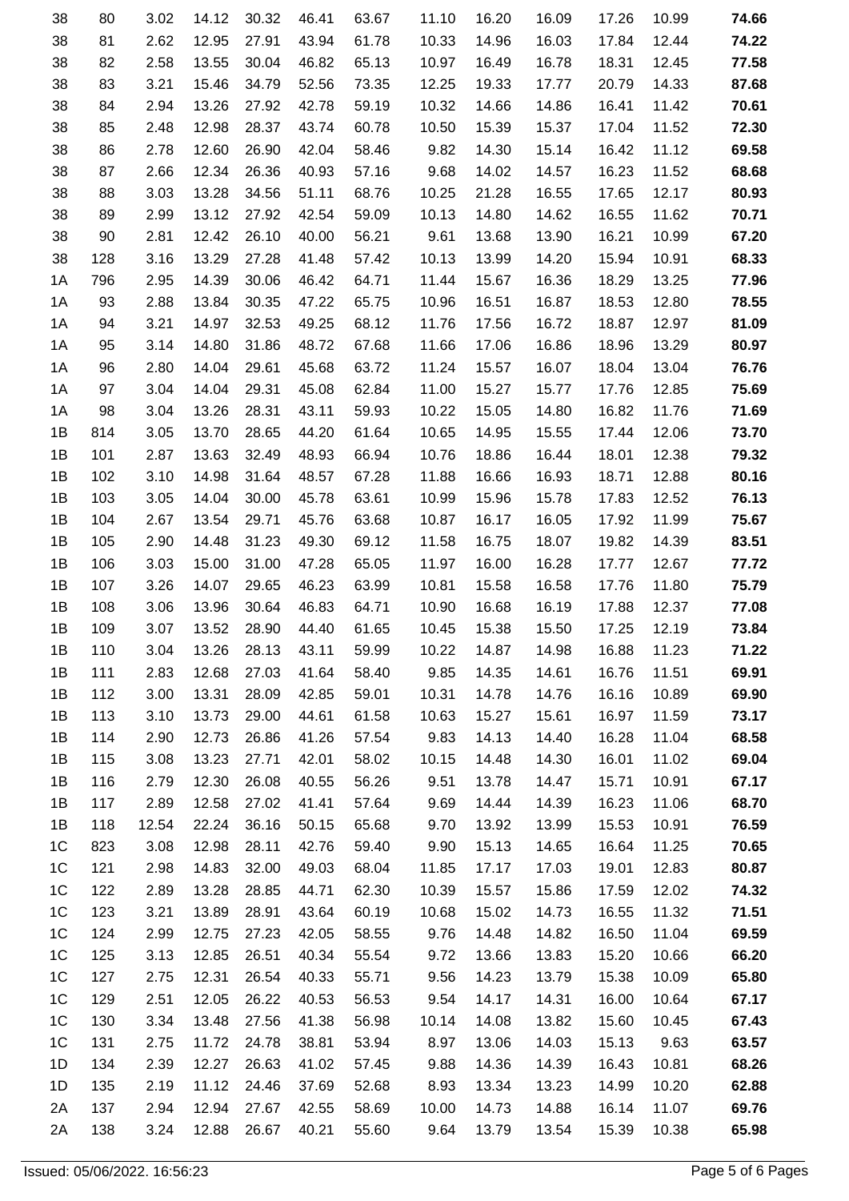| | | | | | | | | | | | | |
|---|---|---|---|---|---|---|---|---|---|---|---|---|
| 38 | 80 | 3.02 | 14.12 | 30.32 | 46.41 | 63.67 | 11.10 | 16.20 | 16.09 | 17.26 | 10.99 | **74.66** |
| 38 | 81 | 2.62 | 12.95 | 27.91 | 43.94 | 61.78 | 10.33 | 14.96 | 16.03 | 17.84 | 12.44 | **74.22** |
| 38 | 82 | 2.58 | 13.55 | 30.04 | 46.82 | 65.13 | 10.97 | 16.49 | 16.78 | 18.31 | 12.45 | **77.58** |
| 38 | 83 | 3.21 | 15.46 | 34.79 | 52.56 | 73.35 | 12.25 | 19.33 | 17.77 | 20.79 | 14.33 | **87.68** |
| 38 | 84 | 2.94 | 13.26 | 27.92 | 42.78 | 59.19 | 10.32 | 14.66 | 14.86 | 16.41 | 11.42 | **70.61** |
| 38 | 85 | 2.48 | 12.98 | 28.37 | 43.74 | 60.78 | 10.50 | 15.39 | 15.37 | 17.04 | 11.52 | **72.30** |
| 38 | 86 | 2.78 | 12.60 | 26.90 | 42.04 | 58.46 | 9.82 | 14.30 | 15.14 | 16.42 | 11.12 | **69.58** |
| 38 | 87 | 2.66 | 12.34 | 26.36 | 40.93 | 57.16 | 9.68 | 14.02 | 14.57 | 16.23 | 11.52 | **68.68** |
| 38 | 88 | 3.03 | 13.28 | 34.56 | 51.11 | 68.76 | 10.25 | 21.28 | 16.55 | 17.65 | 12.17 | **80.93** |
| 38 | 89 | 2.99 | 13.12 | 27.92 | 42.54 | 59.09 | 10.13 | 14.80 | 14.62 | 16.55 | 11.62 | **70.71** |
| 38 | 90 | 2.81 | 12.42 | 26.10 | 40.00 | 56.21 | 9.61 | 13.68 | 13.90 | 16.21 | 10.99 | **67.20** |
| 38 | 128 | 3.16 | 13.29 | 27.28 | 41.48 | 57.42 | 10.13 | 13.99 | 14.20 | 15.94 | 10.91 | **68.33** |
| 1A | 796 | 2.95 | 14.39 | 30.06 | 46.42 | 64.71 | 11.44 | 15.67 | 16.36 | 18.29 | 13.25 | **77.96** |
| 1A | 93 | 2.88 | 13.84 | 30.35 | 47.22 | 65.75 | 10.96 | 16.51 | 16.87 | 18.53 | 12.80 | **78.55** |
| 1A | 94 | 3.21 | 14.97 | 32.53 | 49.25 | 68.12 | 11.76 | 17.56 | 16.72 | 18.87 | 12.97 | **81.09** |
| 1A | 95 | 3.14 | 14.80 | 31.86 | 48.72 | 67.68 | 11.66 | 17.06 | 16.86 | 18.96 | 13.29 | **80.97** |
| 1A | 96 | 2.80 | 14.04 | 29.61 | 45.68 | 63.72 | 11.24 | 15.57 | 16.07 | 18.04 | 13.04 | **76.76** |
| 1A | 97 | 3.04 | 14.04 | 29.31 | 45.08 | 62.84 | 11.00 | 15.27 | 15.77 | 17.76 | 12.85 | **75.69** |
| 1A | 98 | 3.04 | 13.26 | 28.31 | 43.11 | 59.93 | 10.22 | 15.05 | 14.80 | 16.82 | 11.76 | **71.69** |
| 1B | 814 | 3.05 | 13.70 | 28.65 | 44.20 | 61.64 | 10.65 | 14.95 | 15.55 | 17.44 | 12.06 | **73.70** |
| 1B | 101 | 2.87 | 13.63 | 32.49 | 48.93 | 66.94 | 10.76 | 18.86 | 16.44 | 18.01 | 12.38 | **79.32** |
| 1B | 102 | 3.10 | 14.98 | 31.64 | 48.57 | 67.28 | 11.88 | 16.66 | 16.93 | 18.71 | 12.88 | **80.16** |
| 1B | 103 | 3.05 | 14.04 | 30.00 | 45.78 | 63.61 | 10.99 | 15.96 | 15.78 | 17.83 | 12.52 | **76.13** |
| 1B | 104 | 2.67 | 13.54 | 29.71 | 45.76 | 63.68 | 10.87 | 16.17 | 16.05 | 17.92 | 11.99 | **75.67** |
| 1B | 105 | 2.90 | 14.48 | 31.23 | 49.30 | 69.12 | 11.58 | 16.75 | 18.07 | 19.82 | 14.39 | **83.51** |
| 1B | 106 | 3.03 | 15.00 | 31.00 | 47.28 | 65.05 | 11.97 | 16.00 | 16.28 | 17.77 | 12.67 | **77.72** |
| 1B | 107 | 3.26 | 14.07 | 29.65 | 46.23 | 63.99 | 10.81 | 15.58 | 16.58 | 17.76 | 11.80 | **75.79** |
| 1B | 108 | 3.06 | 13.96 | 30.64 | 46.83 | 64.71 | 10.90 | 16.68 | 16.19 | 17.88 | 12.37 | **77.08** |
| 1B | 109 | 3.07 | 13.52 | 28.90 | 44.40 | 61.65 | 10.45 | 15.38 | 15.50 | 17.25 | 12.19 | **73.84** |
| 1B | 110 | 3.04 | 13.26 | 28.13 | 43.11 | 59.99 | 10.22 | 14.87 | 14.98 | 16.88 | 11.23 | **71.22** |
| 1B | 111 | 2.83 | 12.68 | 27.03 | 41.64 | 58.40 | 9.85 | 14.35 | 14.61 | 16.76 | 11.51 | **69.91** |
| 1B | 112 | 3.00 | 13.31 | 28.09 | 42.85 | 59.01 | 10.31 | 14.78 | 14.76 | 16.16 | 10.89 | **69.90** |
| 1B | 113 | 3.10 | 13.73 | 29.00 | 44.61 | 61.58 | 10.63 | 15.27 | 15.61 | 16.97 | 11.59 | **73.17** |
| 1B | 114 | 2.90 | 12.73 | 26.86 | 41.26 | 57.54 | 9.83 | 14.13 | 14.40 | 16.28 | 11.04 | **68.58** |
| 1B | 115 | 3.08 | 13.23 | 27.71 | 42.01 | 58.02 | 10.15 | 14.48 | 14.30 | 16.01 | 11.02 | **69.04** |
| 1B | 116 | 2.79 | 12.30 | 26.08 | 40.55 | 56.26 | 9.51 | 13.78 | 14.47 | 15.71 | 10.91 | **67.17** |
| 1B | 117 | 2.89 | 12.58 | 27.02 | 41.41 | 57.64 | 9.69 | 14.44 | 14.39 | 16.23 | 11.06 | **68.70** |
| 1B | 118 | 12.54 | 22.24 | 36.16 | 50.15 | 65.68 | 9.70 | 13.92 | 13.99 | 15.53 | 10.91 | **76.59** |
| 1C | 823 | 3.08 | 12.98 | 28.11 | 42.76 | 59.40 | 9.90 | 15.13 | 14.65 | 16.64 | 11.25 | **70.65** |
| 1C | 121 | 2.98 | 14.83 | 32.00 | 49.03 | 68.04 | 11.85 | 17.17 | 17.03 | 19.01 | 12.83 | **80.87** |
| 1C | 122 | 2.89 | 13.28 | 28.85 | 44.71 | 62.30 | 10.39 | 15.57 | 15.86 | 17.59 | 12.02 | **74.32** |
| 1C | 123 | 3.21 | 13.89 | 28.91 | 43.64 | 60.19 | 10.68 | 15.02 | 14.73 | 16.55 | 11.32 | **71.51** |
| 1C | 124 | 2.99 | 12.75 | 27.23 | 42.05 | 58.55 | 9.76 | 14.48 | 14.82 | 16.50 | 11.04 | **69.59** |
| 1C | 125 | 3.13 | 12.85 | 26.51 | 40.34 | 55.54 | 9.72 | 13.66 | 13.83 | 15.20 | 10.66 | **66.20** |
| 1C | 127 | 2.75 | 12.31 | 26.54 | 40.33 | 55.71 | 9.56 | 14.23 | 13.79 | 15.38 | 10.09 | **65.80** |
| 1C | 129 | 2.51 | 12.05 | 26.22 | 40.53 | 56.53 | 9.54 | 14.17 | 14.31 | 16.00 | 10.64 | **67.17** |
| 1C | 130 | 3.34 | 13.48 | 27.56 | 41.38 | 56.98 | 10.14 | 14.08 | 13.82 | 15.60 | 10.45 | **67.43** |
| 1C | 131 | 2.75 | 11.72 | 24.78 | 38.81 | 53.94 | 8.97 | 13.06 | 14.03 | 15.13 | 9.63 | **63.57** |
| 1D | 134 | 2.39 | 12.27 | 26.63 | 41.02 | 57.45 | 9.88 | 14.36 | 14.39 | 16.43 | 10.81 | **68.26** |
| 1D | 135 | 2.19 | 11.12 | 24.46 | 37.69 | 52.68 | 8.93 | 13.34 | 13.23 | 14.99 | 10.20 | **62.88** |
| 2A | 137 | 2.94 | 12.94 | 27.67 | 42.55 | 58.69 | 10.00 | 14.73 | 14.88 | 16.14 | 11.07 | **69.76** |
| 2A | 138 | 3.24 | 12.88 | 26.67 | 40.21 | 55.60 | 9.64 | 13.79 | 13.54 | 15.39 | 10.38 | **65.98** |

Issued: 05/06/2022. 16:56:23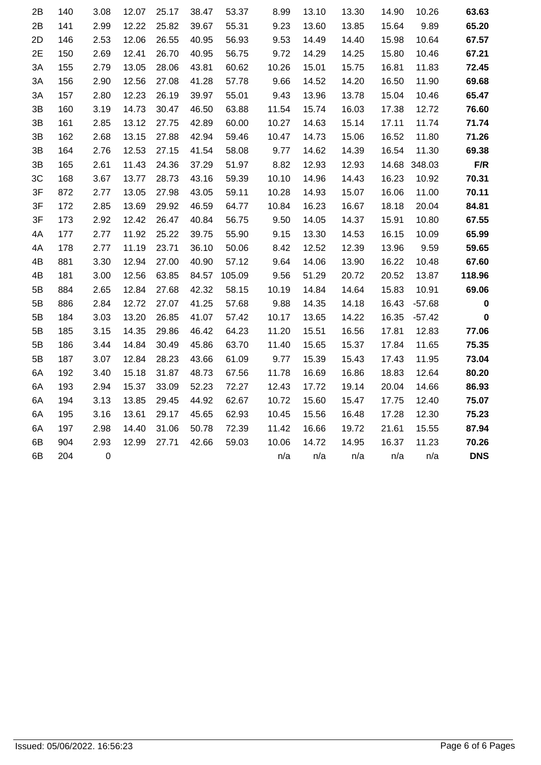| | | | | | | | | | | | | |
|---|---|---|---|---|---|---|---|---|---|---|---|---|
| 2B | 140 | 3.08 | 12.07 | 25.17 | 38.47 | 53.37 | 8.99 | 13.10 | 13.30 | 14.90 | 10.26 | **63.63** |
| 2B | 141 | 2.99 | 12.22 | 25.82 | 39.67 | 55.31 | 9.23 | 13.60 | 13.85 | 15.64 | 9.89 | **65.20** |
| 2D | 146 | 2.53 | 12.06 | 26.55 | 40.95 | 56.93 | 9.53 | 14.49 | 14.40 | 15.98 | 10.64 | **67.57** |
| 2E | 150 | 2.69 | 12.41 | 26.70 | 40.95 | 56.75 | 9.72 | 14.29 | 14.25 | 15.80 | 10.46 | **67.21** |
| 3A | 155 | 2.79 | 13.05 | 28.06 | 43.81 | 60.62 | 10.26 | 15.01 | 15.75 | 16.81 | 11.83 | **72.45** |
| 3A | 156 | 2.90 | 12.56 | 27.08 | 41.28 | 57.78 | 9.66 | 14.52 | 14.20 | 16.50 | 11.90 | **69.68** |
| 3A | 157 | 2.80 | 12.23 | 26.19 | 39.97 | 55.01 | 9.43 | 13.96 | 13.78 | 15.04 | 10.46 | **65.47** |
| 3B | 160 | 3.19 | 14.73 | 30.47 | 46.50 | 63.88 | 11.54 | 15.74 | 16.03 | 17.38 | 12.72 | **76.60** |
| 3B | 161 | 2.85 | 13.12 | 27.75 | 42.89 | 60.00 | 10.27 | 14.63 | 15.14 | 17.11 | 11.74 | **71.74** |
| 3B | 162 | 2.68 | 13.15 | 27.88 | 42.94 | 59.46 | 10.47 | 14.73 | 15.06 | 16.52 | 11.80 | **71.26** |
| 3B | 164 | 2.76 | 12.53 | 27.15 | 41.54 | 58.08 | 9.77 | 14.62 | 14.39 | 16.54 | 11.30 | **69.38** |
| 3B | 165 | 2.61 | 11.43 | 24.36 | 37.29 | 51.97 | 8.82 | 12.93 | 12.93 | 14.68 | 348.03 | **F/R** |
| 3C | 168 | 3.67 | 13.77 | 28.73 | 43.16 | 59.39 | 10.10 | 14.96 | 14.43 | 16.23 | 10.92 | **70.31** |
| 3F | 872 | 2.77 | 13.05 | 27.98 | 43.05 | 59.11 | 10.28 | 14.93 | 15.07 | 16.06 | 11.00 | **70.11** |
| 3F | 172 | 2.85 | 13.69 | 29.92 | 46.59 | 64.77 | 10.84 | 16.23 | 16.67 | 18.18 | 20.04 | **84.81** |
| 3F | 173 | 2.92 | 12.42 | 26.47 | 40.84 | 56.75 | 9.50 | 14.05 | 14.37 | 15.91 | 10.80 | **67.55** |
| 4A | 177 | 2.77 | 11.92 | 25.22 | 39.75 | 55.90 | 9.15 | 13.30 | 14.53 | 16.15 | 10.09 | **65.99** |
| 4A | 178 | 2.77 | 11.19 | 23.71 | 36.10 | 50.06 | 8.42 | 12.52 | 12.39 | 13.96 | 9.59 | **59.65** |
| 4B | 881 | 3.30 | 12.94 | 27.00 | 40.90 | 57.12 | 9.64 | 14.06 | 13.90 | 16.22 | 10.48 | **67.60** |
| 4B | 181 | 3.00 | 12.56 | 63.85 | 84.57 | 105.09 | 9.56 | 51.29 | 20.72 | 20.52 | 13.87 | **118.96** |
| 5B | 884 | 2.65 | 12.84 | 27.68 | 42.32 | 58.15 | 10.19 | 14.84 | 14.64 | 15.83 | 10.91 | **69.06** |
| 5B | 886 | 2.84 | 12.72 | 27.07 | 41.25 | 57.68 | 9.88 | 14.35 | 14.18 | 16.43 | -57.68 | **0** |
| 5B | 184 | 3.03 | 13.20 | 26.85 | 41.07 | 57.42 | 10.17 | 13.65 | 14.22 | 16.35 | -57.42 | **0** |
| 5B | 185 | 3.15 | 14.35 | 29.86 | 46.42 | 64.23 | 11.20 | 15.51 | 16.56 | 17.81 | 12.83 | **77.06** |
| 5B | 186 | 3.44 | 14.84 | 30.49 | 45.86 | 63.70 | 11.40 | 15.65 | 15.37 | 17.84 | 11.65 | **75.35** |
| 5B | 187 | 3.07 | 12.84 | 28.23 | 43.66 | 61.09 | 9.77 | 15.39 | 15.43 | 17.43 | 11.95 | **73.04** |
| 6A | 192 | 3.40 | 15.18 | 31.87 | 48.73 | 67.56 | 11.78 | 16.69 | 16.86 | 18.83 | 12.64 | **80.20** |
| 6A | 193 | 2.94 | 15.37 | 33.09 | 52.23 | 72.27 | 12.43 | 17.72 | 19.14 | 20.04 | 14.66 | **86.93** |
| 6A | 194 | 3.13 | 13.85 | 29.45 | 44.92 | 62.67 | 10.72 | 15.60 | 15.47 | 17.75 | 12.40 | **75.07** |
| 6A | 195 | 3.16 | 13.61 | 29.17 | 45.65 | 62.93 | 10.45 | 15.56 | 16.48 | 17.28 | 12.30 | **75.23** |
| 6A | 197 | 2.98 | 14.40 | 31.06 | 50.78 | 72.39 | 11.42 | 16.66 | 19.72 | 21.61 | 15.55 | **87.94** |
| 6B | 904 | 2.93 | 12.99 | 27.71 | 42.66 | 59.03 | 10.06 | 14.72 | 14.95 | 16.37 | 11.23 | **70.26** |
| 6B | 204 | 0 | | | | | n/a | n/a | n/a | n/a | n/a | **DNS** |

Issued: 05/06/2022. 16:56:23